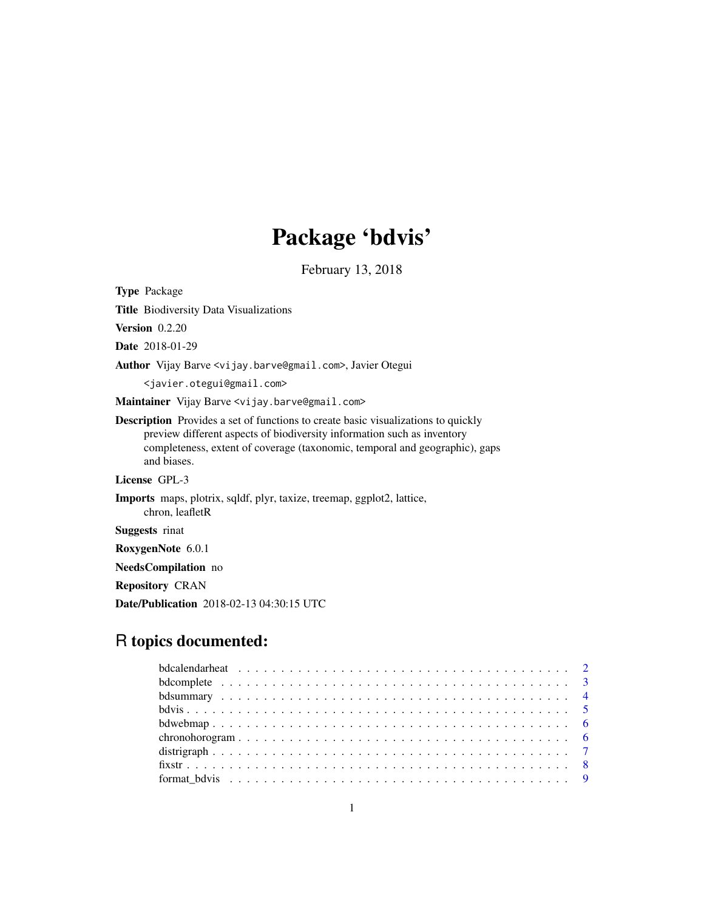# Package 'bdvis'

February 13, 2018

**Type** Package

**Title** Biodiversity Data Visualizations

**Version** 0.2.20

**Date** 2018-01-29

**Author** Vijay Barve <vijay.barve@gmail.com>, Javier Otegui <javier.otegui@gmail.com>

**Maintainer** Vijay Barve <vijay.barve@gmail.com>

**Description** Provides a set of functions to create basic visualizations to quickly preview different aspects of biodiversity information such as inventory completeness, extent of coverage (taxonomic, temporal and geographic), gaps and biases.

**License** GPL-3

**Imports** maps, plotrix, sqldf, plyr, taxize, treemap, ggplot2, lattice, chron, leafletR

**Suggests** rinat

**RoxygenNote** 6.0.1

**NeedsCompilation** no

**Repository** CRAN

**Date/Publication** 2018-02-13 04:30:15 UTC

## R topics documented:

| | |
|---|---|
| bdcalendarheat | 2 |
| bdcomplete | 3 |
| bdsummary | 4 |
| bdvis | 5 |
| bdwebmap | 6 |
| chronohorogram | 6 |
| distrigraph | 7 |
| fixstr | 8 |
| format_bdvis | 9 |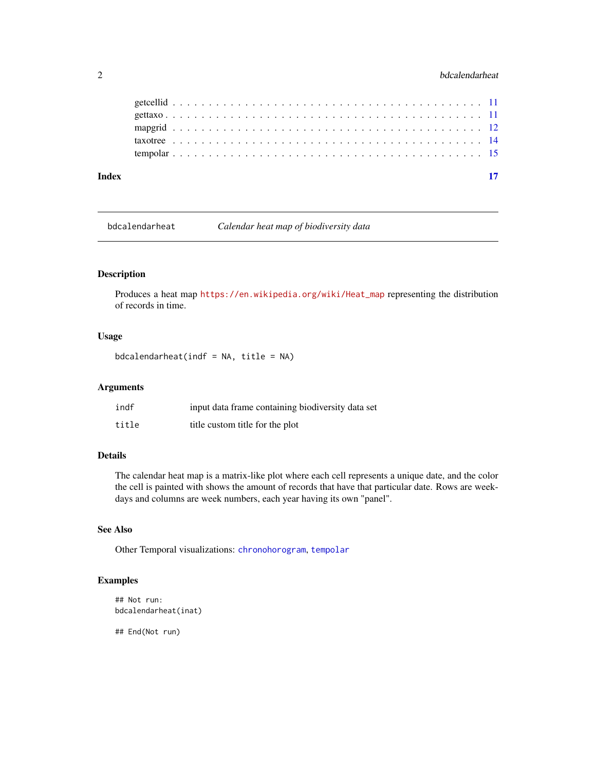getcellid . . . . . . . . . . . . . . . . . . . . . . . . . . . . . . . . . . . . . . . . . 11
gettaxo . . . . . . . . . . . . . . . . . . . . . . . . . . . . . . . . . . . . . . . . . . 11
mapgrid . . . . . . . . . . . . . . . . . . . . . . . . . . . . . . . . . . . . . . . . . . 12
taxotree . . . . . . . . . . . . . . . . . . . . . . . . . . . . . . . . . . . . . . . . . . 14
tempolar . . . . . . . . . . . . . . . . . . . . . . . . . . . . . . . . . . . . . . . . . . 15

**Index** **17**

---

## bdcalendarheat — *Calendar heat map of biodiversity data*

---

### Description

Produces a heat map https://en.wikipedia.org/wiki/Heat_map representing the distribution of records in time.

### Usage

```
bdcalendarheat(indf = NA, title = NA)
```

### Arguments

| | |
|---|---|
| indf | input data frame containing biodiversity data set |
| title | title custom title for the plot |

### Details

The calendar heat map is a matrix-like plot where each cell represents a unique date, and the color the cell is painted with shows the amount of records that have that particular date. Rows are weekdays and columns are week numbers, each year having its own "panel".

### See Also

Other Temporal visualizations: chronohorogram, tempolar

### Examples

```
## Not run:
bdcalendarheat(inat)

## End(Not run)
```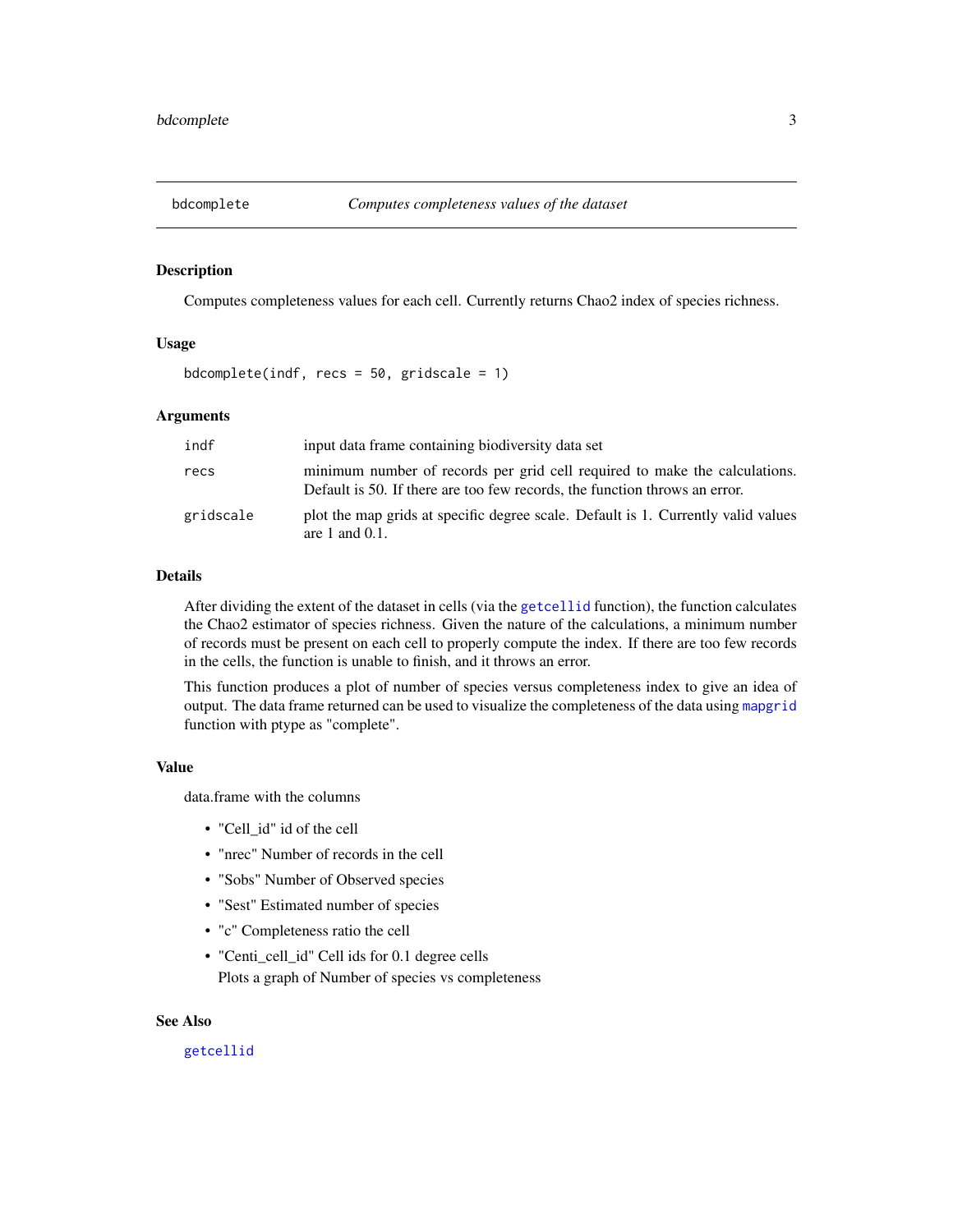## bdcomplete — *Computes completeness values of the dataset*

### Description

Computes completeness values for each cell. Currently returns Chao2 index of species richness.

### Usage

```
bdcomplete(indf, recs = 50, gridscale = 1)
```

### Arguments

| | |
|---|---|
| `indf` | input data frame containing biodiversity data set |
| `recs` | minimum number of records per grid cell required to make the calculations. Default is 50. If there are too few records, the function throws an error. |
| `gridscale` | plot the map grids at specific degree scale. Default is 1. Currently valid values are 1 and 0.1. |

### Details

After dividing the extent of the dataset in cells (via the `getcellid` function), the function calculates the Chao2 estimator of species richness. Given the nature of the calculations, a minimum number of records must be present on each cell to properly compute the index. If there are too few records in the cells, the function is unable to finish, and it throws an error.

This function produces a plot of number of species versus completeness index to give an idea of output. The data frame returned can be used to visualize the completeness of the data using `mapgrid` function with ptype as "complete".

### Value

data.frame with the columns

- "Cell_id" id of the cell
- "nrec" Number of records in the cell
- "Sobs" Number of Observed species
- "Sest" Estimated number of species
- "c" Completeness ratio the cell
- "Centi_cell_id" Cell ids for 0.1 degree cells
  Plots a graph of Number of species vs completeness

### See Also

`getcellid`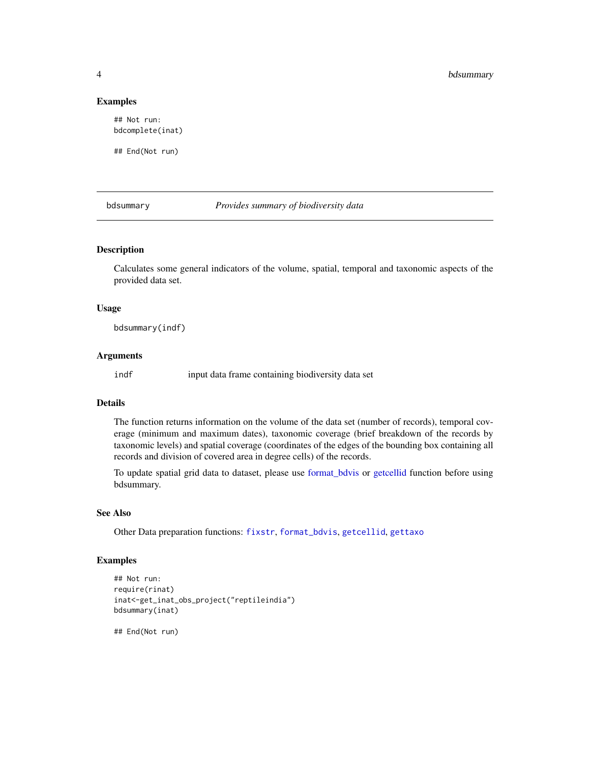### Examples

```
## Not run:
bdcomplete(inat)

## End(Not run)
```

---

## bdsummary — *Provides summary of biodiversity data*

---

### Description

Calculates some general indicators of the volume, spatial, temporal and taxonomic aspects of the provided data set.

### Usage

```
bdsummary(indf)
```

### Arguments

| | |
|---|---|
| indf | input data frame containing biodiversity data set |

### Details

The function returns information on the volume of the data set (number of records), temporal coverage (minimum and maximum dates), taxonomic coverage (brief breakdown of the records by taxonomic levels) and spatial coverage (coordinates of the edges of the bounding box containing all records and division of covered area in degree cells) of the records.

To update spatial grid data to dataset, please use format_bdvis or getcellid function before using bdsummary.

### See Also

Other Data preparation functions: `fixstr`, `format_bdvis`, `getcellid`, `gettaxo`

### Examples

```
## Not run:
require(rinat)
inat<-get_inat_obs_project("reptileindia")
bdsummary(inat)

## End(Not run)
```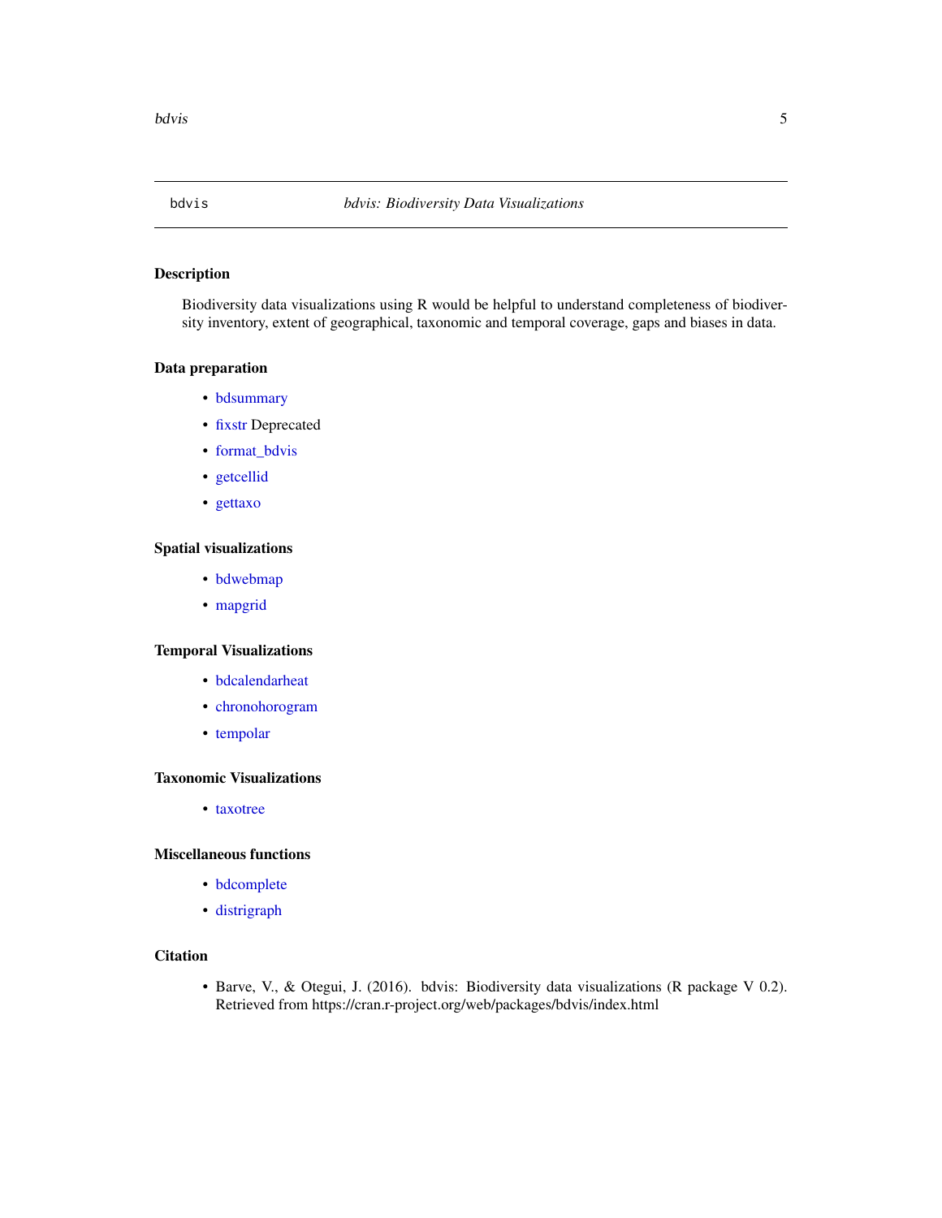bdvis *bdvis: Biodiversity Data Visualizations*

## Description

Biodiversity data visualizations using R would be helpful to understand completeness of biodiversity inventory, extent of geographical, taxonomic and temporal coverage, gaps and biases in data.

## Data preparation

- bdsummary
- fixstr Deprecated
- format_bdvis
- getcellid
- gettaxo

## Spatial visualizations

- bdwebmap
- mapgrid

## Temporal Visualizations

- bdcalendarheat
- chronohorogram
- tempolar

## Taxonomic Visualizations

- taxotree

## Miscellaneous functions

- bdcomplete
- distrigraph

## Citation

- Barve, V., & Otegui, J. (2016). bdvis: Biodiversity data visualizations (R package V 0.2). Retrieved from https://cran.r-project.org/web/packages/bdvis/index.html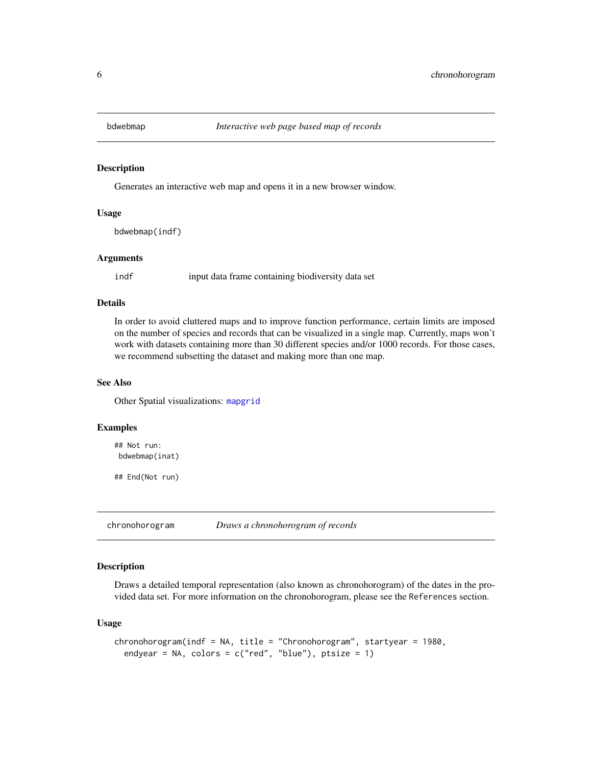## bdwebmap — *Interactive web page based map of records*

### Description

Generates an interactive web map and opens it in a new browser window.

### Usage

```
bdwebmap(indf)
```

### Arguments

| | |
|---|---|
| indf | input data frame containing biodiversity data set |

### Details

In order to avoid cluttered maps and to improve function performance, certain limits are imposed on the number of species and records that can be visualized in a single map. Currently, maps won't work with datasets containing more than 30 different species and/or 1000 records. For those cases, we recommend subsetting the dataset and making more than one map.

### See Also

Other Spatial visualizations: mapgrid

### Examples

```
## Not run:
 bdwebmap(inat)

## End(Not run)
```

## chronohorogram — *Draws a chronohorogram of records*

### Description

Draws a detailed temporal representation (also known as chronohorogram) of the dates in the provided data set. For more information on the chronohorogram, please see the `References` section.

### Usage

```
chronohorogram(indf = NA, title = "Chronohorogram", startyear = 1980,
  endyear = NA, colors = c("red", "blue"), ptsize = 1)
```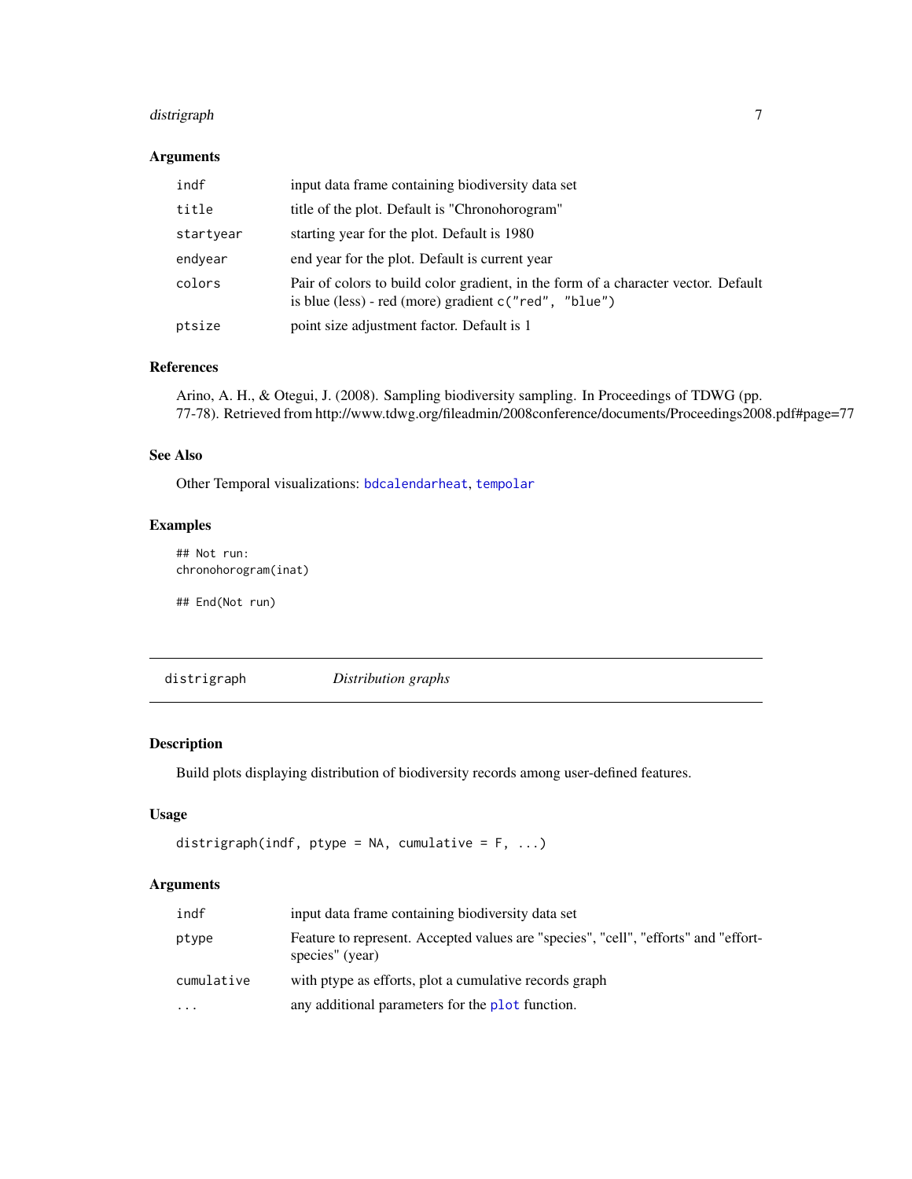### Arguments

| | |
|---|---|
| indf | input data frame containing biodiversity data set |
| title | title of the plot. Default is "Chronohorogram" |
| startyear | starting year for the plot. Default is 1980 |
| endyear | end year for the plot. Default is current year |
| colors | Pair of colors to build color gradient, in the form of a character vector. Default is blue (less) - red (more) gradient `c("red", "blue")` |
| ptsize | point size adjustment factor. Default is 1 |

### References

Arino, A. H., & Otegui, J. (2008). Sampling biodiversity sampling. In Proceedings of TDWG (pp. 77-78). Retrieved from http://www.tdwg.org/fileadmin/2008conference/documents/Proceedings2008.pdf#page=77

### See Also

Other Temporal visualizations: `bdcalendarheat`, `tempolar`

### Examples

```
## Not run:
chronohorogram(inat)

## End(Not run)
```

---

## distrigraph *Distribution graphs*

---

### Description

Build plots displaying distribution of biodiversity records among user-defined features.

### Usage

```
distrigraph(indf, ptype = NA, cumulative = F, ...)
```

### Arguments

| | |
|---|---|
| indf | input data frame containing biodiversity data set |
| ptype | Feature to represent. Accepted values are "species", "cell", "efforts" and "effort-species" (year) |
| cumulative | with ptype as efforts, plot a cumulative records graph |
| ... | any additional parameters for the `plot` function. |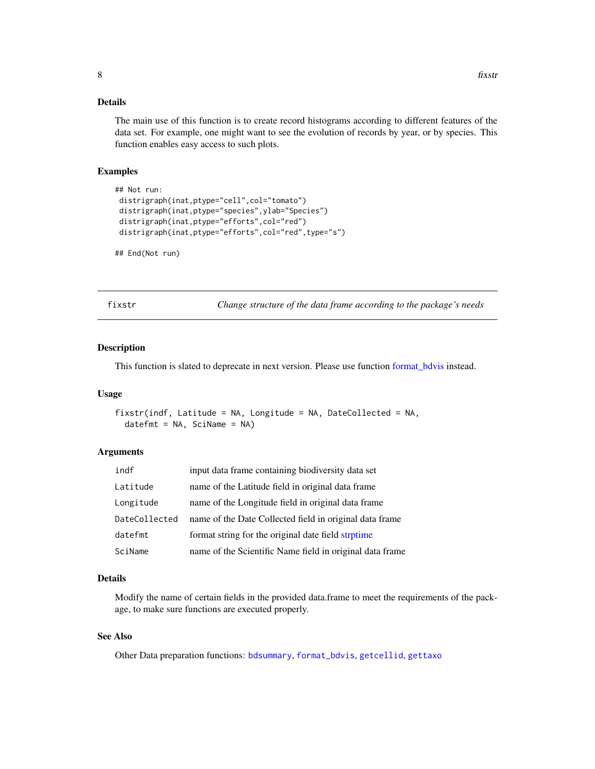### Details

The main use of this function is to create record histograms according to different features of the data set. For example, one might want to see the evolution of records by year, or by species. This function enables easy access to such plots.

### Examples

```
## Not run:
 distrigraph(inat,ptype="cell",col="tomato")
 distrigraph(inat,ptype="species",ylab="Species")
 distrigraph(inat,ptype="efforts",col="red")
 distrigraph(inat,ptype="efforts",col="red",type="s")

## End(Not run)
```

---

## fixstr — *Change structure of the data frame according to the package's needs*

### Description

This function is slated to deprecate in next version. Please use function format_bdvis instead.

### Usage

```
fixstr(indf, Latitude = NA, Longitude = NA, DateCollected = NA,
  datefmt = NA, SciName = NA)
```

### Arguments

| | |
|---|---|
| `indf` | input data frame containing biodiversity data set |
| `Latitude` | name of the Latitude field in original data frame |
| `Longitude` | name of the Longitude field in original data frame |
| `DateCollected` | name of the Date Collected field in original data frame |
| `datefmt` | format string for the original date field strptime |
| `SciName` | name of the Scientific Name field in original data frame |

### Details

Modify the name of certain fields in the provided data.frame to meet the requirements of the package, to make sure functions are executed properly.

### See Also

Other Data preparation functions: `bdsummary`, `format_bdvis`, `getcellid`, `gettaxo`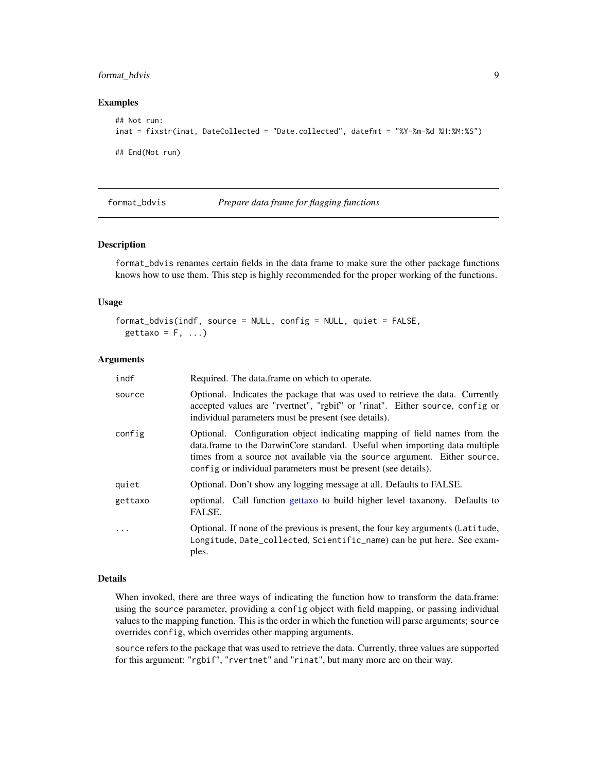### Examples

```
## Not run:
inat = fixstr(inat, DateCollected = "Date.collected", datefmt = "%Y-%m-%d %H:%M:%S")

## End(Not run)
```

## format_bdvis *Prepare data frame for flagging functions*

### Description

format_bdvis renames certain fields in the data frame to make sure the other package functions knows how to use them. This step is highly recommended for the proper working of the functions.

### Usage

```
format_bdvis(indf, source = NULL, config = NULL, quiet = FALSE,
  gettaxo = F, ...)
```

### Arguments

| | |
|---|---|
| indf | Required. The data.frame on which to operate. |
| source | Optional. Indicates the package that was used to retrieve the data. Currently accepted values are "rvertnet", "rgbif" or "rinat". Either source, config or individual parameters must be present (see details). |
| config | Optional. Configuration object indicating mapping of field names from the data.frame to the DarwinCore standard. Useful when importing data multiple times from a source not available via the source argument. Either source, config or individual parameters must be present (see details). |
| quiet | Optional. Don't show any logging message at all. Defaults to FALSE. |
| gettaxo | optional. Call function gettaxo to build higher level taxanony. Defaults to FALSE. |
| ... | Optional. If none of the previous is present, the four key arguments (Latitude, Longitude, Date_collected, Scientific_name) can be put here. See examples. |

### Details

When invoked, there are three ways of indicating the function how to transform the data.frame: using the source parameter, providing a config object with field mapping, or passing individual values to the mapping function. This is the order in which the function will parse arguments; source overrides config, which overrides other mapping arguments.

source refers to the package that was used to retrieve the data. Currently, three values are supported for this argument: "rgbif", "rvertnet" and "rinat", but many more are on their way.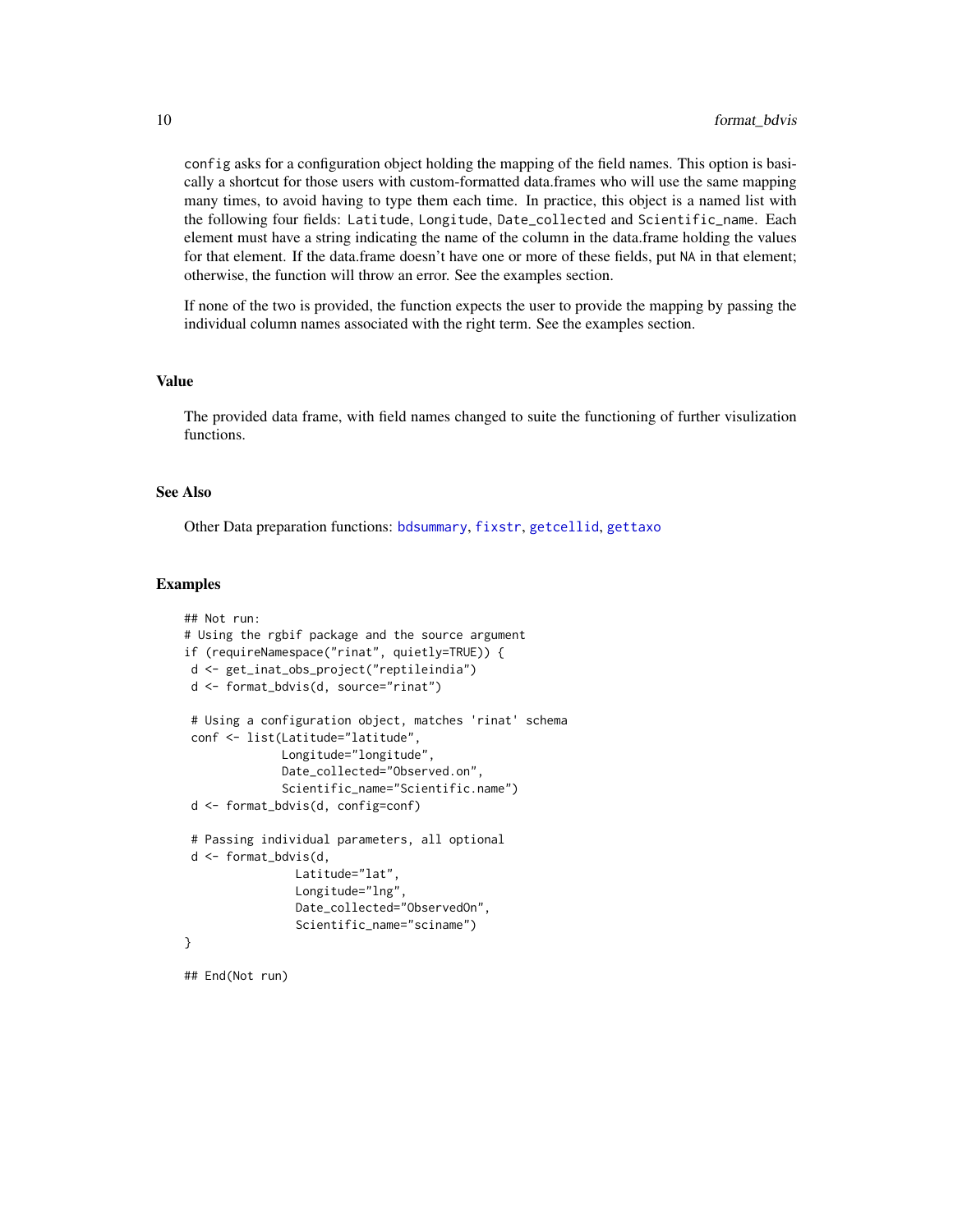`config` asks for a configuration object holding the mapping of the field names. This option is basically a shortcut for those users with custom-formatted data.frames who will use the same mapping many times, to avoid having to type them each time. In practice, this object is a named list with the following four fields: `Latitude`, `Longitude`, `Date_collected` and `Scientific_name`. Each element must have a string indicating the name of the column in the data.frame holding the values for that element. If the data.frame doesn't have one or more of these fields, put `NA` in that element; otherwise, the function will throw an error. See the examples section.

If none of the two is provided, the function expects the user to provide the mapping by passing the individual column names associated with the right term. See the examples section.

## Value

The provided data frame, with field names changed to suite the functioning of further visulization functions.

## See Also

Other Data preparation functions: `bdsummary`, `fixstr`, `getcellid`, `gettaxo`

## Examples

```
## Not run:
# Using the rgbif package and the source argument
if (requireNamespace("rinat", quietly=TRUE)) {
 d <- get_inat_obs_project("reptileindia")
 d <- format_bdvis(d, source="rinat")

 # Using a configuration object, matches 'rinat' schema
 conf <- list(Latitude="latitude",
             Longitude="longitude",
             Date_collected="Observed.on",
             Scientific_name="Scientific.name")
 d <- format_bdvis(d, config=conf)

 # Passing individual parameters, all optional
 d <- format_bdvis(d,
               Latitude="lat",
               Longitude="lng",
               Date_collected="ObservedOn",
               Scientific_name="sciname")
}

## End(Not run)
```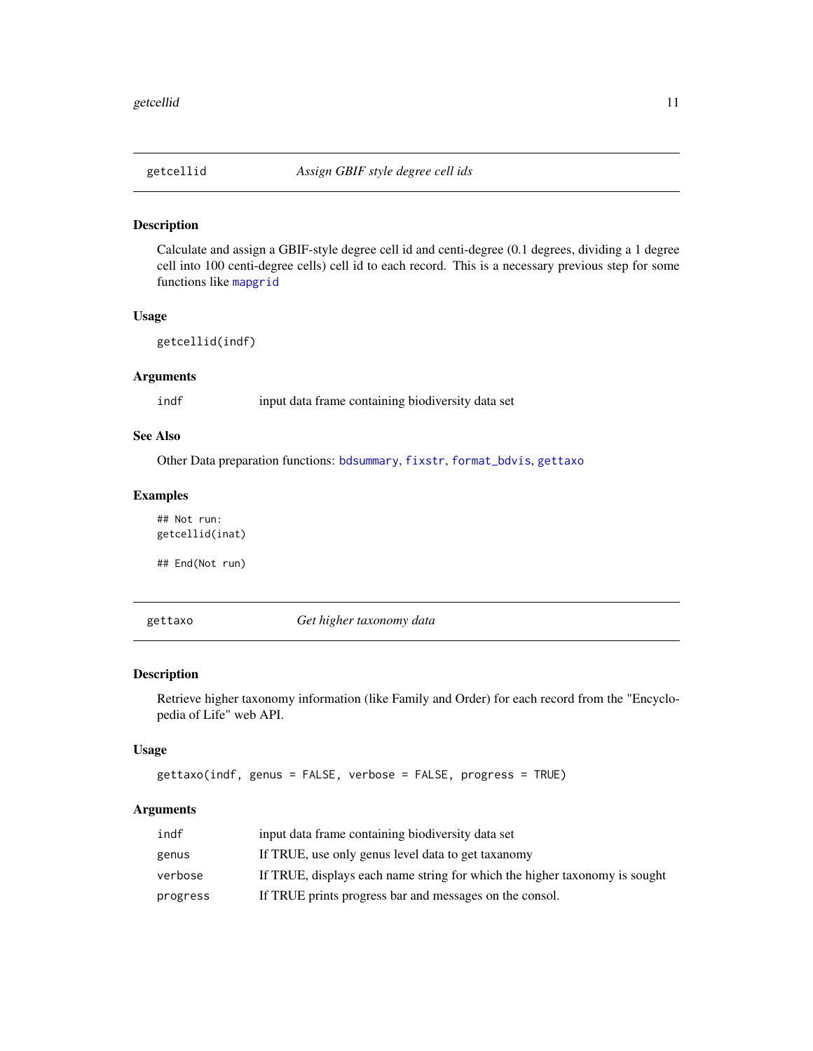## getcellid — *Assign GBIF style degree cell ids*

### Description

Calculate and assign a GBIF-style degree cell id and centi-degree (0.1 degrees, dividing a 1 degree cell into 100 centi-degree cells) cell id to each record. This is a necessary previous step for some functions like mapgrid

### Usage

```
getcellid(indf)
```

### Arguments

| | |
|---|---|
| indf | input data frame containing biodiversity data set |

### See Also

Other Data preparation functions: bdsummary, fixstr, format_bdvis, gettaxo

### Examples

```
## Not run:
getcellid(inat)

## End(Not run)
```

## gettaxo — *Get higher taxonomy data*

### Description

Retrieve higher taxonomy information (like Family and Order) for each record from the "Encyclopedia of Life" web API.

### Usage

```
gettaxo(indf, genus = FALSE, verbose = FALSE, progress = TRUE)
```

### Arguments

| | |
|---|---|
| indf | input data frame containing biodiversity data set |
| genus | If TRUE, use only genus level data to get taxanomy |
| verbose | If TRUE, displays each name string for which the higher taxonomy is sought |
| progress | If TRUE prints progress bar and messages on the consol. |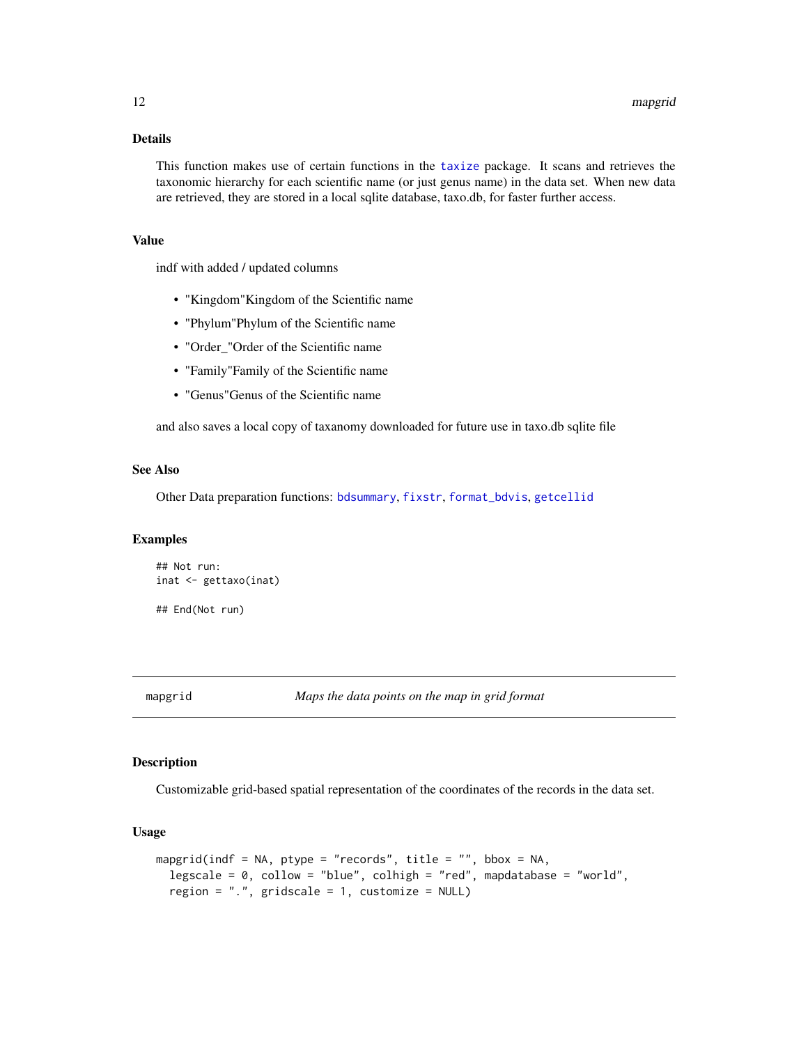### Details

This function makes use of certain functions in the taxize package. It scans and retrieves the taxonomic hierarchy for each scientific name (or just genus name) in the data set. When new data are retrieved, they are stored in a local sqlite database, taxo.db, for faster further access.

### Value

indf with added / updated columns

- "Kingdom"Kingdom of the Scientific name
- "Phylum"Phylum of the Scientific name
- "Order_"Order of the Scientific name
- "Family"Family of the Scientific name
- "Genus"Genus of the Scientific name

and also saves a local copy of taxanomy downloaded for future use in taxo.db sqlite file

### See Also

Other Data preparation functions: bdsummary, fixstr, format_bdvis, getcellid

### Examples

```
## Not run:
inat <- gettaxo(inat)

## End(Not run)
```

---

## mapgrid — *Maps the data points on the map in grid format*

### Description

Customizable grid-based spatial representation of the coordinates of the records in the data set.

### Usage

```
mapgrid(indf = NA, ptype = "records", title = "", bbox = NA,
  legscale = 0, collow = "blue", colhigh = "red", mapdatabase = "world",
  region = ".", gridscale = 1, customize = NULL)
```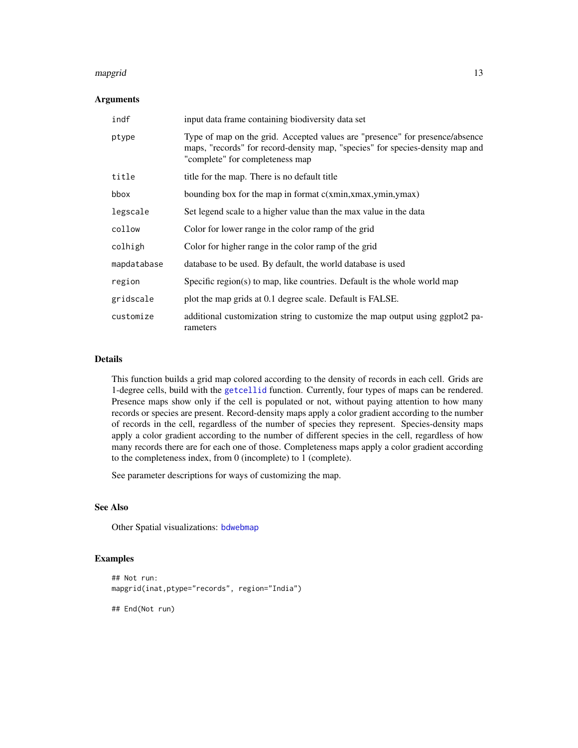## Arguments

| | |
|---|---|
| indf | input data frame containing biodiversity data set |
| ptype | Type of map on the grid. Accepted values are "presence" for presence/absence maps, "records" for record-density map, "species" for species-density map and "complete" for completeness map |
| title | title for the map. There is no default title |
| bbox | bounding box for the map in format c(xmin,xmax,ymin,ymax) |
| legscale | Set legend scale to a higher value than the max value in the data |
| collow | Color for lower range in the color ramp of the grid |
| colhigh | Color for higher range in the color ramp of the grid |
| mapdatabase | database to be used. By default, the world database is used |
| region | Specific region(s) to map, like countries. Default is the whole world map |
| gridscale | plot the map grids at 0.1 degree scale. Default is FALSE. |
| customize | additional customization string to customize the map output using ggplot2 parameters |

## Details

This function builds a grid map colored according to the density of records in each cell. Grids are 1-degree cells, build with the getcellid function. Currently, four types of maps can be rendered. Presence maps show only if the cell is populated or not, without paying attention to how many records or species are present. Record-density maps apply a color gradient according to the number of records in the cell, regardless of the number of species they represent. Species-density maps apply a color gradient according to the number of different species in the cell, regardless of how many records there are for each one of those. Completeness maps apply a color gradient according to the completeness index, from 0 (incomplete) to 1 (complete).

See parameter descriptions for ways of customizing the map.

## See Also

Other Spatial visualizations: bdwebmap

## Examples

```
## Not run:
mapgrid(inat,ptype="records", region="India")

## End(Not run)
```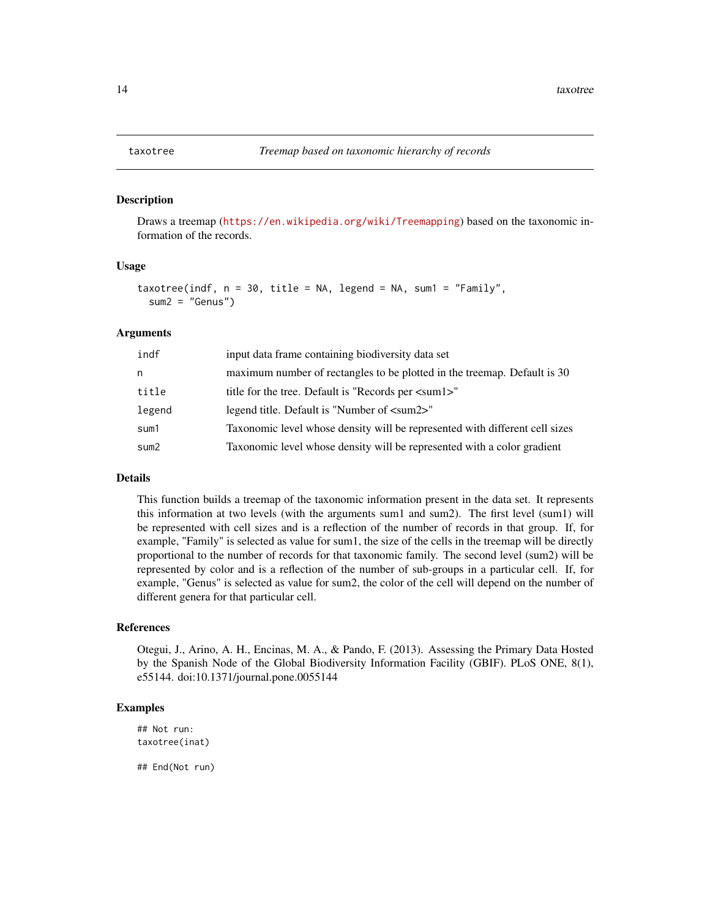# taxotree — *Treemap based on taxonomic hierarchy of records*

## Description

Draws a treemap (https://en.wikipedia.org/wiki/Treemapping) based on the taxonomic information of the records.

## Usage

```
taxotree(indf, n = 30, title = NA, legend = NA, sum1 = "Family",
  sum2 = "Genus")
```

## Arguments

| | |
|---|---|
| indf | input data frame containing biodiversity data set |
| n | maximum number of rectangles to be plotted in the treemap. Default is 30 |
| title | title for the tree. Default is "Records per <sum1>" |
| legend | legend title. Default is "Number of <sum2>" |
| sum1 | Taxonomic level whose density will be represented with different cell sizes |
| sum2 | Taxonomic level whose density will be represented with a color gradient |

## Details

This function builds a treemap of the taxonomic information present in the data set. It represents this information at two levels (with the arguments sum1 and sum2). The first level (sum1) will be represented with cell sizes and is a reflection of the number of records in that group. If, for example, "Family" is selected as value for sum1, the size of the cells in the treemap will be directly proportional to the number of records for that taxonomic family. The second level (sum2) will be represented by color and is a reflection of the number of sub-groups in a particular cell. If, for example, "Genus" is selected as value for sum2, the color of the cell will depend on the number of different genera for that particular cell.

## References

Otegui, J., Arino, A. H., Encinas, M. A., & Pando, F. (2013). Assessing the Primary Data Hosted by the Spanish Node of the Global Biodiversity Information Facility (GBIF). PLoS ONE, 8(1), e55144. doi:10.1371/journal.pone.0055144

## Examples

```
## Not run:
taxotree(inat)

## End(Not run)
```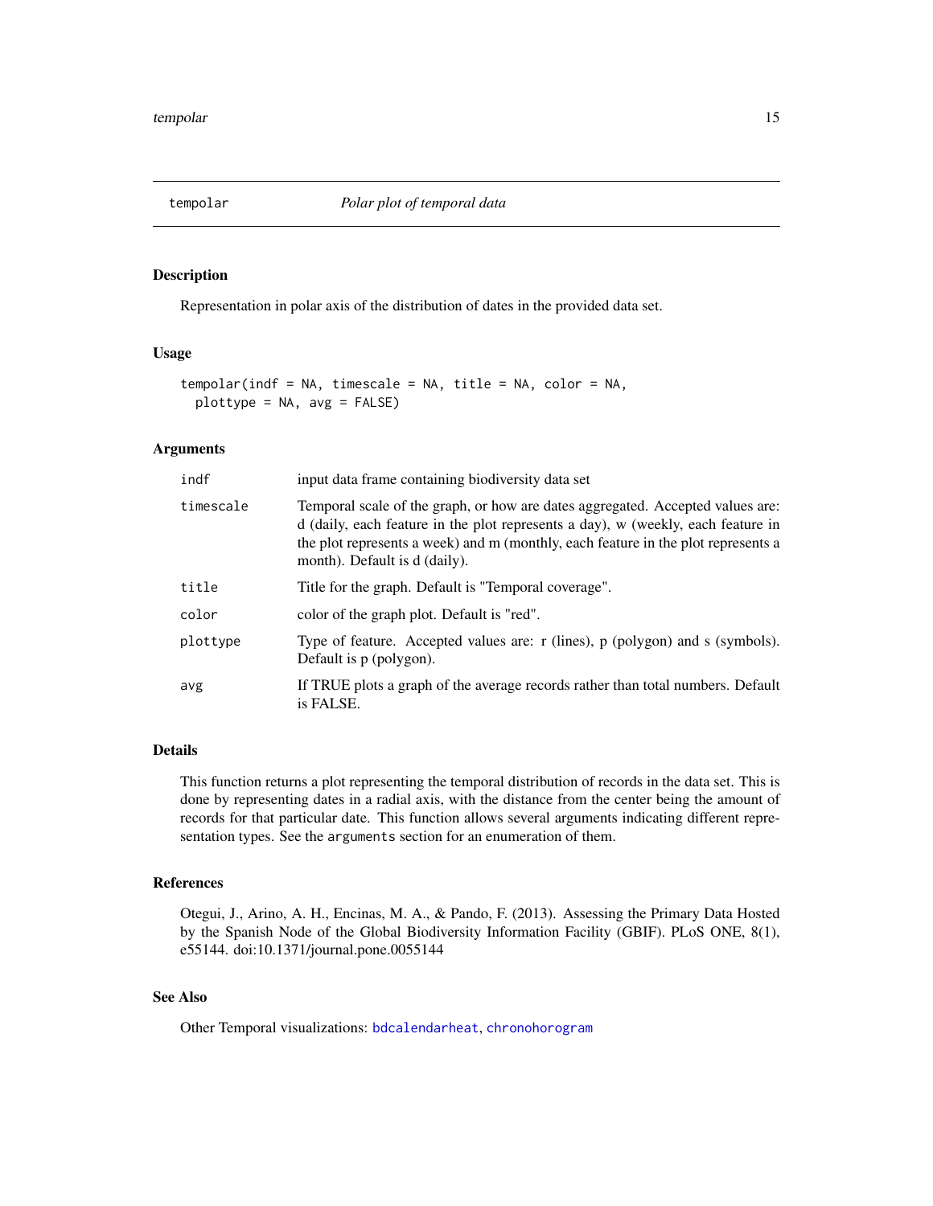# tempolar *Polar plot of temporal data*

## Description

Representation in polar axis of the distribution of dates in the provided data set.

## Usage

```
tempolar(indf = NA, timescale = NA, title = NA, color = NA,
  plottype = NA, avg = FALSE)
```

## Arguments

| | |
|---|---|
| indf | input data frame containing biodiversity data set |
| timescale | Temporal scale of the graph, or how are dates aggregated. Accepted values are: d (daily, each feature in the plot represents a day), w (weekly, each feature in the plot represents a week) and m (monthly, each feature in the plot represents a month). Default is d (daily). |
| title | Title for the graph. Default is "Temporal coverage". |
| color | color of the graph plot. Default is "red". |
| plottype | Type of feature. Accepted values are: r (lines), p (polygon) and s (symbols). Default is p (polygon). |
| avg | If TRUE plots a graph of the average records rather than total numbers. Default is FALSE. |

## Details

This function returns a plot representing the temporal distribution of records in the data set. This is done by representing dates in a radial axis, with the distance from the center being the amount of records for that particular date. This function allows several arguments indicating different representation types. See the `arguments` section for an enumeration of them.

## References

Otegui, J., Arino, A. H., Encinas, M. A., & Pando, F. (2013). Assessing the Primary Data Hosted by the Spanish Node of the Global Biodiversity Information Facility (GBIF). PLoS ONE, 8(1), e55144. doi:10.1371/journal.pone.0055144

## See Also

Other Temporal visualizations: `bdcalendarheat`, `chronohorogram`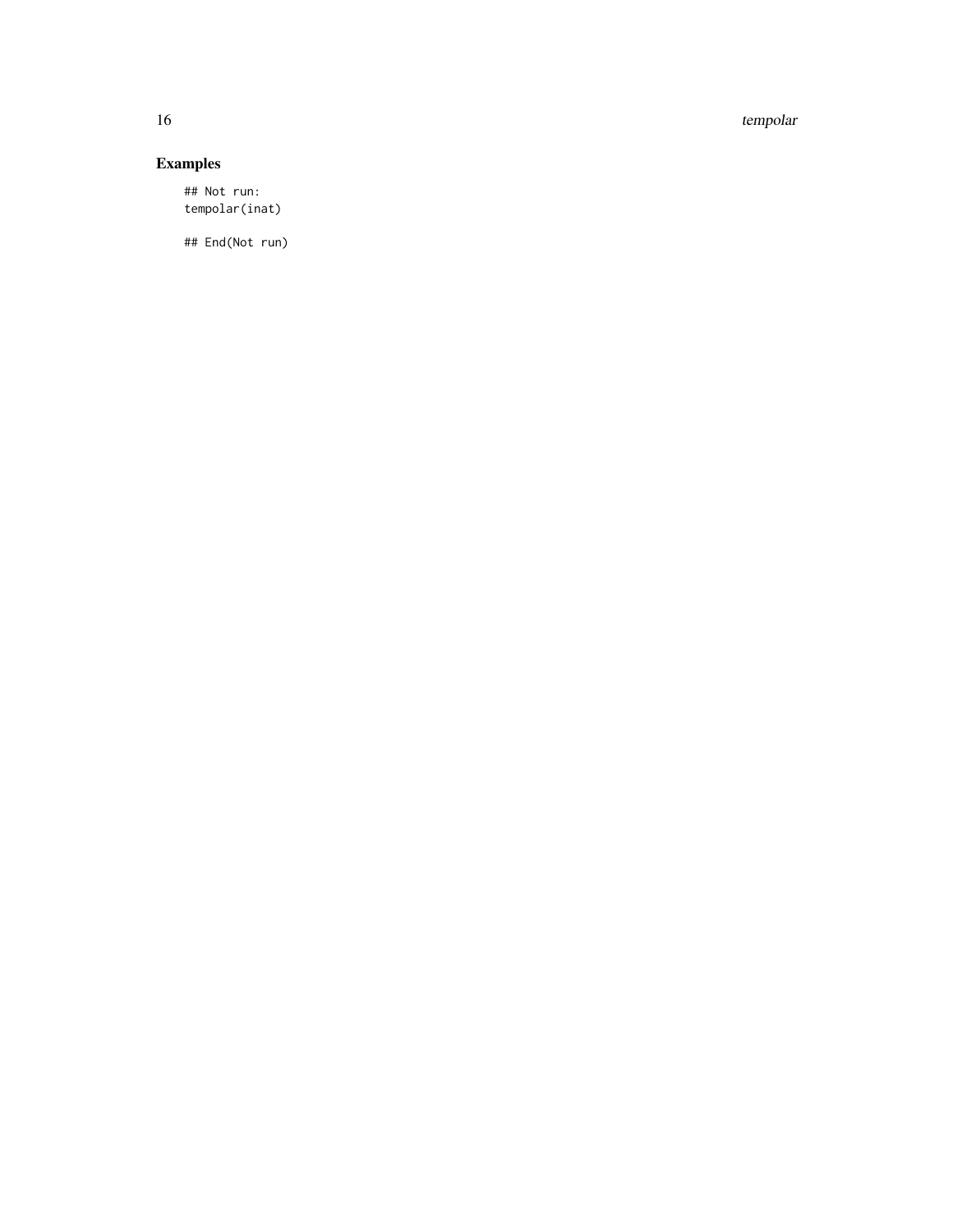## Examples

```
## Not run:
tempolar(inat)

## End(Not run)
```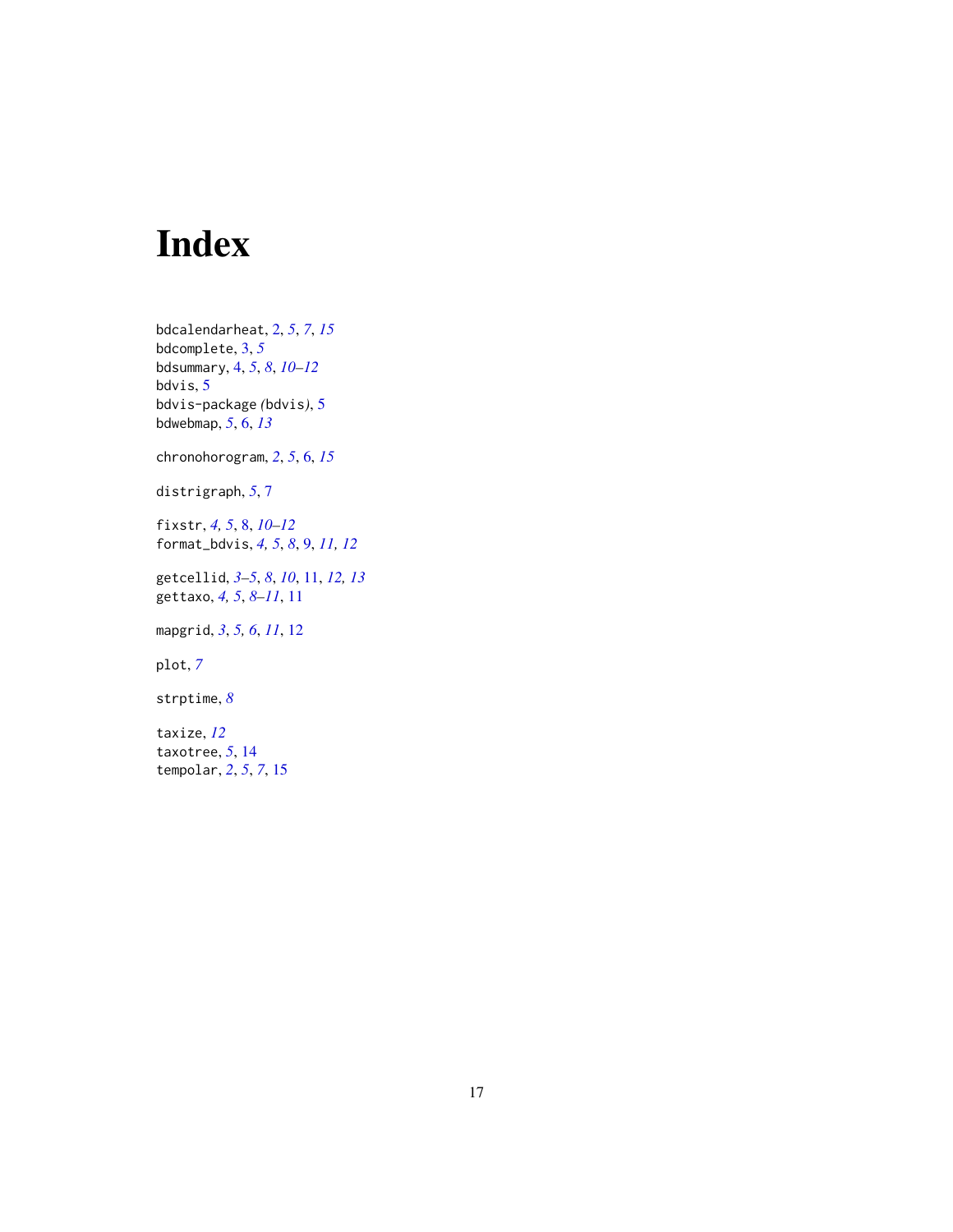# Index

bdcalendarheat, 2, *5*, *7*, *15*
bdcomplete, 3, *5*
bdsummary, 4, *5*, *8*, *10–12*
bdvis, 5
bdvis-package (bdvis), 5
bdwebmap, *5*, 6, *13*

chronohorogram, *2*, *5*, 6, *15*

distrigraph, *5*, 7

fixstr, *4, 5*, 8, *10–12*
format_bdvis, *4, 5*, *8*, 9, *11, 12*

getcellid, *3–5*, *8*, *10*, 11, *12, 13*
gettaxo, *4, 5*, *8–11*, 11

mapgrid, *3*, *5, 6*, *11*, 12

plot, *7*

strptime, *8*

taxize, *12*
taxotree, *5*, 14
tempolar, *2*, *5*, *7*, 15